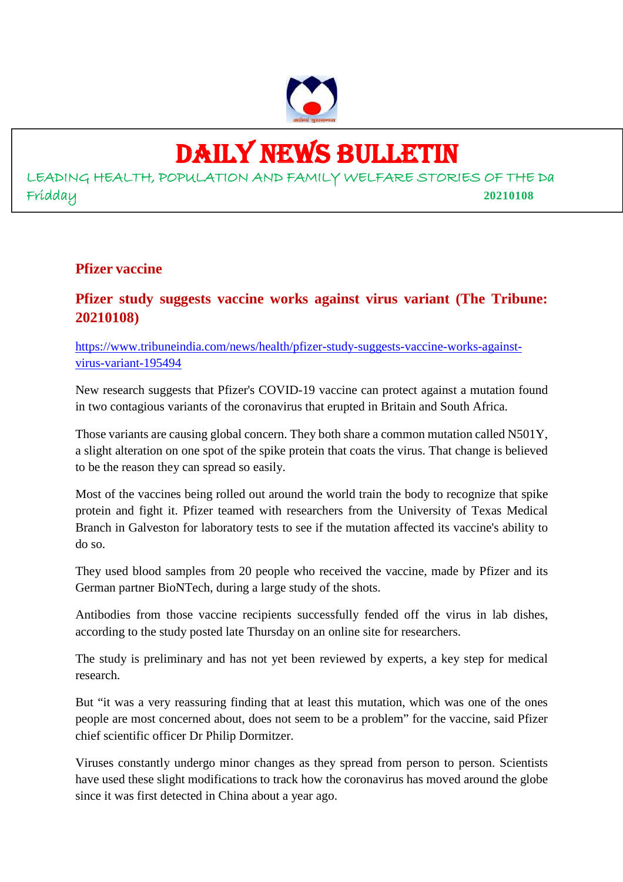# DAILY NEWS BULLETIN

LEADING HEALTH, POPULATION AND FAMILY WELFARE STORIES OF THE Da

Fridday **20210108**

## Pfizer vaccine

### Pfizer study suggests vaccine works against virus variant (The Tribune: 20210108)

https://www.tribuneindia.com/news/health/pfizer-study-suggests-vaccine-works-against-virus-variant-195494

New research suggests that Pfizer's COVID-19 vaccine can protect against a mutation found in two contagious variants of the coronavirus that erupted in Britain and South Africa.

Those variants are causing global concern. They both share a common mutation called N501Y, a slight alteration on one spot of the spike protein that coats the virus. That change is believed to be the reason they can spread so easily.

Most of the vaccines being rolled out around the world train the body to recognize that spike protein and fight it. Pfizer teamed with researchers from the University of Texas Medical Branch in Galveston for laboratory tests to see if the mutation affected its vaccine's ability to do so.

They used blood samples from 20 people who received the vaccine, made by Pfizer and its German partner BioNTech, during a large study of the shots.

Antibodies from those vaccine recipients successfully fended off the virus in lab dishes, according to the study posted late Thursday on an online site for researchers.

The study is preliminary and has not yet been reviewed by experts, a key step for medical research.

But "it was a very reassuring finding that at least this mutation, which was one of the ones people are most concerned about, does not seem to be a problem" for the vaccine, said Pfizer chief scientific officer Dr Philip Dormitzer.

Viruses constantly undergo minor changes as they spread from person to person. Scientists have used these slight modifications to track how the coronavirus has moved around the globe since it was first detected in China about a year ago.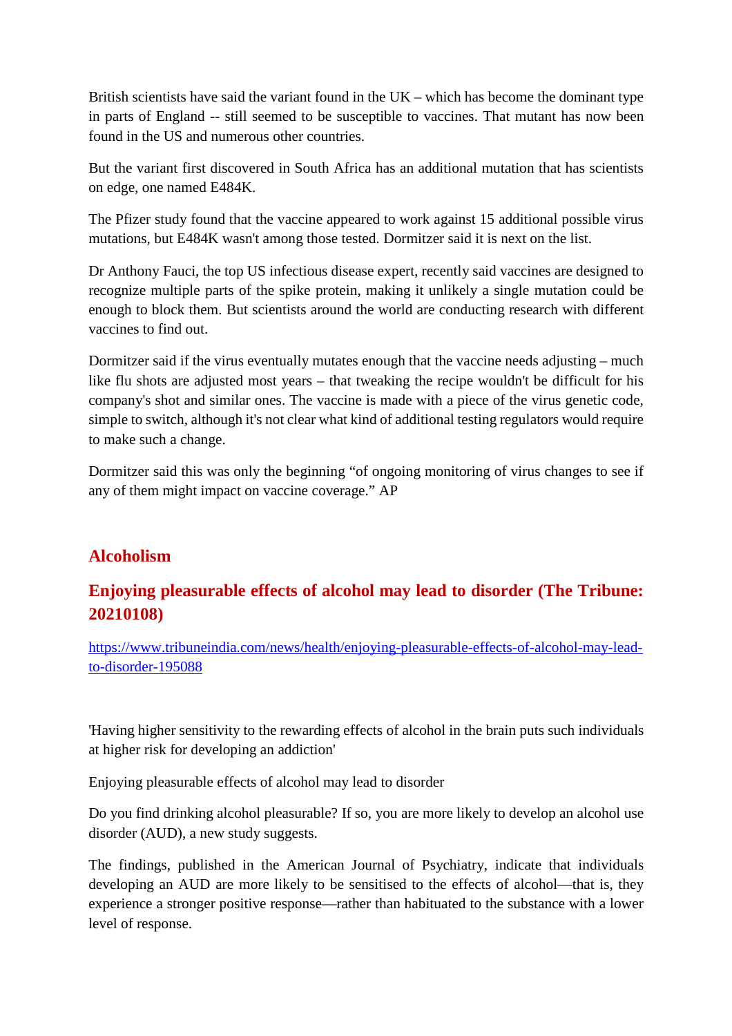British scientists have said the variant found in the UK – which has become the dominant type in parts of England -- still seemed to be susceptible to vaccines. That mutant has now been found in the US and numerous other countries.

But the variant first discovered in South Africa has an additional mutation that has scientists on edge, one named E484K.

The Pfizer study found that the vaccine appeared to work against 15 additional possible virus mutations, but E484K wasn't among those tested. Dormitzer said it is next on the list.

Dr Anthony Fauci, the top US infectious disease expert, recently said vaccines are designed to recognize multiple parts of the spike protein, making it unlikely a single mutation could be enough to block them. But scientists around the world are conducting research with different vaccines to find out.

Dormitzer said if the virus eventually mutates enough that the vaccine needs adjusting – much like flu shots are adjusted most years – that tweaking the recipe wouldn't be difficult for his company's shot and similar ones. The vaccine is made with a piece of the virus genetic code, simple to switch, although it's not clear what kind of additional testing regulators would require to make such a change.

Dormitzer said this was only the beginning "of ongoing monitoring of virus changes to see if any of them might impact on vaccine coverage." AP

## Alcoholism

## Enjoying pleasurable effects of alcohol may lead to disorder (The Tribune: 20210108)

https://www.tribuneindia.com/news/health/enjoying-pleasurable-effects-of-alcohol-may-lead-to-disorder-195088

'Having higher sensitivity to the rewarding effects of alcohol in the brain puts such individuals at higher risk for developing an addiction'

Enjoying pleasurable effects of alcohol may lead to disorder

Do you find drinking alcohol pleasurable? If so, you are more likely to develop an alcohol use disorder (AUD), a new study suggests.

The findings, published in the American Journal of Psychiatry, indicate that individuals developing an AUD are more likely to be sensitised to the effects of alcohol—that is, they experience a stronger positive response—rather than habituated to the substance with a lower level of response.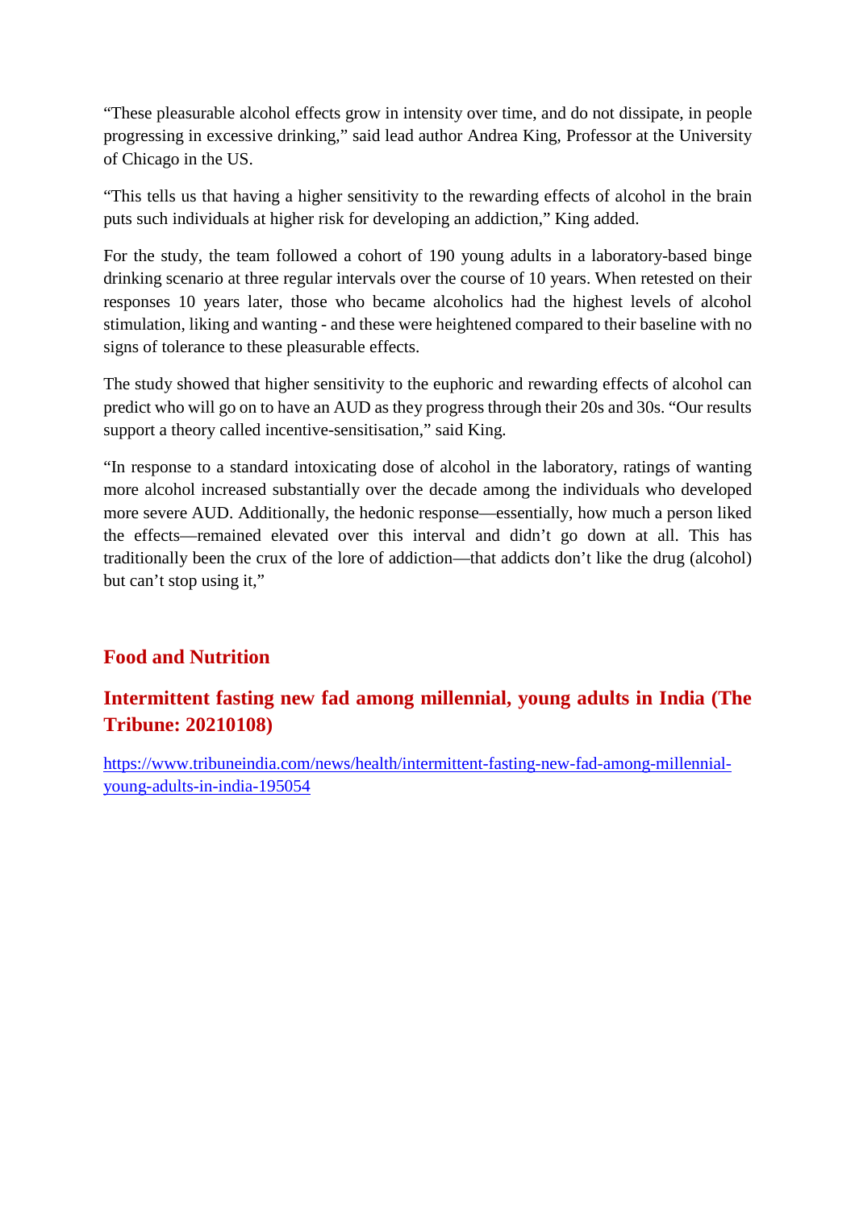"These pleasurable alcohol effects grow in intensity over time, and do not dissipate, in people progressing in excessive drinking," said lead author Andrea King, Professor at the University of Chicago in the US.

"This tells us that having a higher sensitivity to the rewarding effects of alcohol in the brain puts such individuals at higher risk for developing an addiction," King added.

For the study, the team followed a cohort of 190 young adults in a laboratory-based binge drinking scenario at three regular intervals over the course of 10 years. When retested on their responses 10 years later, those who became alcoholics had the highest levels of alcohol stimulation, liking and wanting - and these were heightened compared to their baseline with no signs of tolerance to these pleasurable effects.

The study showed that higher sensitivity to the euphoric and rewarding effects of alcohol can predict who will go on to have an AUD as they progress through their 20s and 30s. "Our results support a theory called incentive-sensitisation," said King.

"In response to a standard intoxicating dose of alcohol in the laboratory, ratings of wanting more alcohol increased substantially over the decade among the individuals who developed more severe AUD. Additionally, the hedonic response—essentially, how much a person liked the effects—remained elevated over this interval and didn't go down at all. This has traditionally been the crux of the lore of addiction—that addicts don't like the drug (alcohol) but can't stop using it,"

## Food and Nutrition

### Intermittent fasting new fad among millennial, young adults in India (The Tribune: 20210108)

https://www.tribuneindia.com/news/health/intermittent-fasting-new-fad-among-millennial-young-adults-in-india-195054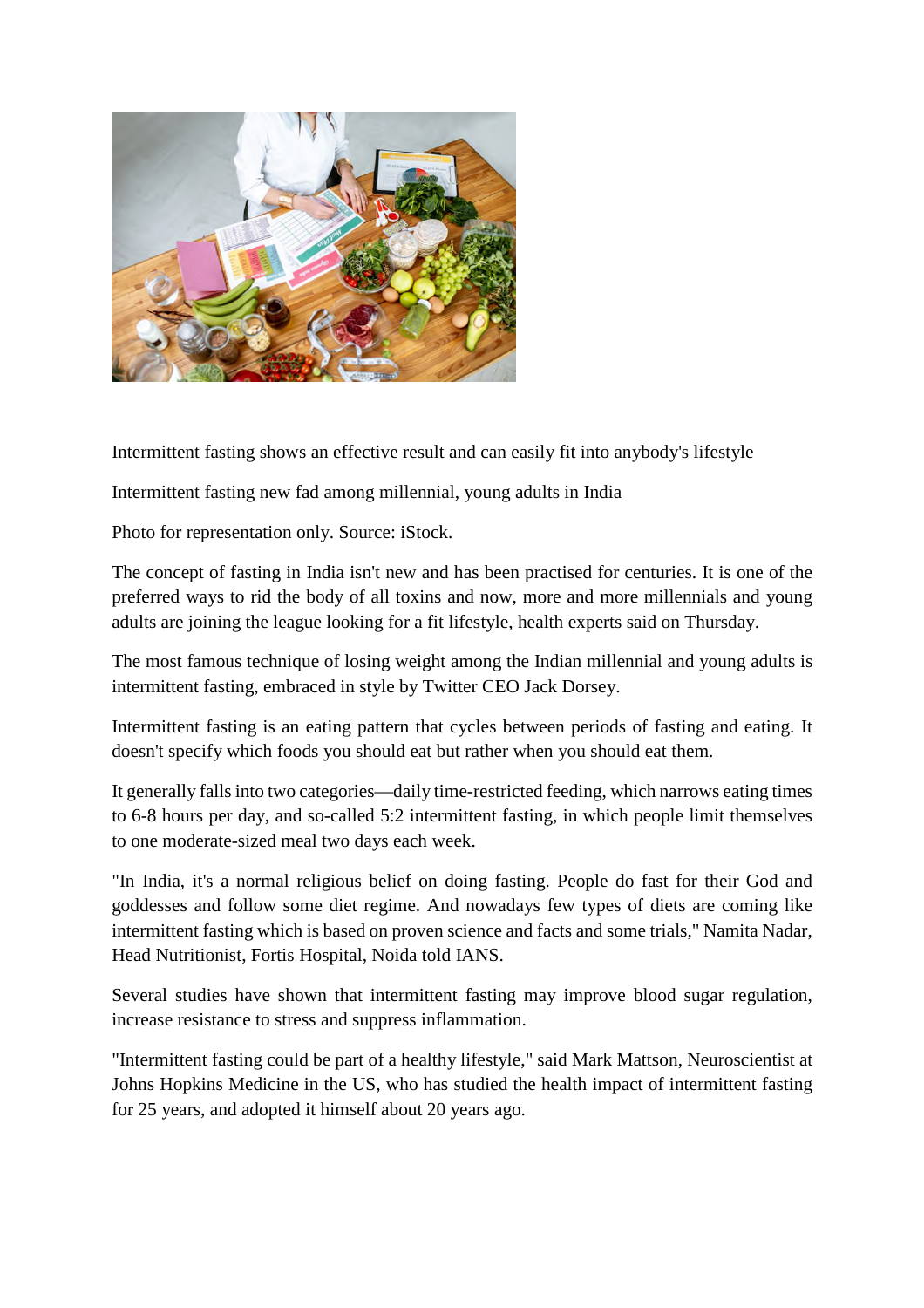Intermittent fasting shows an effective result and can easily fit into anybody's lifestyle

Intermittent fasting new fad among millennial, young adults in India

Photo for representation only. Source: iStock.

The concept of fasting in India isn't new and has been practised for centuries. It is one of the preferred ways to rid the body of all toxins and now, more and more millennials and young adults are joining the league looking for a fit lifestyle, health experts said on Thursday.

The most famous technique of losing weight among the Indian millennial and young adults is intermittent fasting, embraced in style by Twitter CEO Jack Dorsey.

Intermittent fasting is an eating pattern that cycles between periods of fasting and eating. It doesn't specify which foods you should eat but rather when you should eat them.

It generally falls into two categories—daily time-restricted feeding, which narrows eating times to 6-8 hours per day, and so-called 5:2 intermittent fasting, in which people limit themselves to one moderate-sized meal two days each week.

"In India, it's a normal religious belief on doing fasting. People do fast for their God and goddesses and follow some diet regime. And nowadays few types of diets are coming like intermittent fasting which is based on proven science and facts and some trials," Namita Nadar, Head Nutritionist, Fortis Hospital, Noida told IANS.

Several studies have shown that intermittent fasting may improve blood sugar regulation, increase resistance to stress and suppress inflammation.

"Intermittent fasting could be part of a healthy lifestyle," said Mark Mattson, Neuroscientist at Johns Hopkins Medicine in the US, who has studied the health impact of intermittent fasting for 25 years, and adopted it himself about 20 years ago.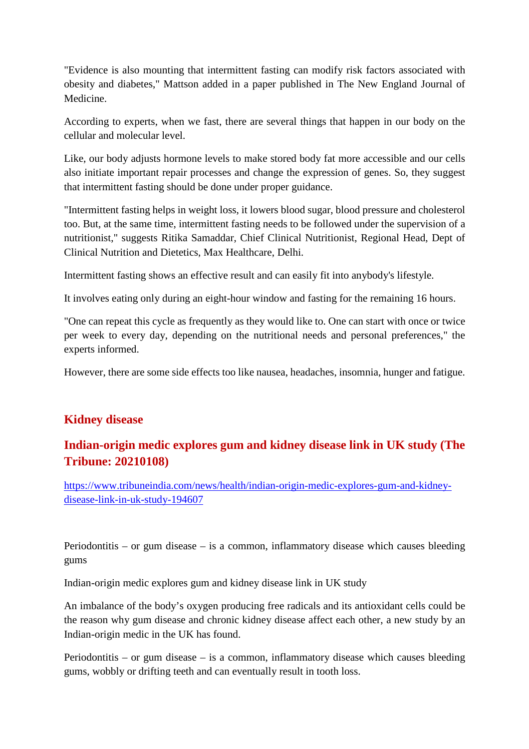"Evidence is also mounting that intermittent fasting can modify risk factors associated with obesity and diabetes," Mattson added in a paper published in The New England Journal of Medicine.

According to experts, when we fast, there are several things that happen in our body on the cellular and molecular level.

Like, our body adjusts hormone levels to make stored body fat more accessible and our cells also initiate important repair processes and change the expression of genes. So, they suggest that intermittent fasting should be done under proper guidance.

"Intermittent fasting helps in weight loss, it lowers blood sugar, blood pressure and cholesterol too. But, at the same time, intermittent fasting needs to be followed under the supervision of a nutritionist," suggests Ritika Samaddar, Chief Clinical Nutritionist, Regional Head, Dept of Clinical Nutrition and Dietetics, Max Healthcare, Delhi.

Intermittent fasting shows an effective result and can easily fit into anybody's lifestyle.

It involves eating only during an eight-hour window and fasting for the remaining 16 hours.

"One can repeat this cycle as frequently as they would like to. One can start with once or twice per week to every day, depending on the nutritional needs and personal preferences," the experts informed.

However, there are some side effects too like nausea, headaches, insomnia, hunger and fatigue.

## Kidney disease

## Indian-origin medic explores gum and kidney disease link in UK study (The Tribune: 20210108)

https://www.tribuneindia.com/news/health/indian-origin-medic-explores-gum-and-kidney-disease-link-in-uk-study-194607

Periodontitis – or gum disease – is a common, inflammatory disease which causes bleeding gums

Indian-origin medic explores gum and kidney disease link in UK study

An imbalance of the body's oxygen producing free radicals and its antioxidant cells could be the reason why gum disease and chronic kidney disease affect each other, a new study by an Indian-origin medic in the UK has found.

Periodontitis – or gum disease – is a common, inflammatory disease which causes bleeding gums, wobbly or drifting teeth and can eventually result in tooth loss.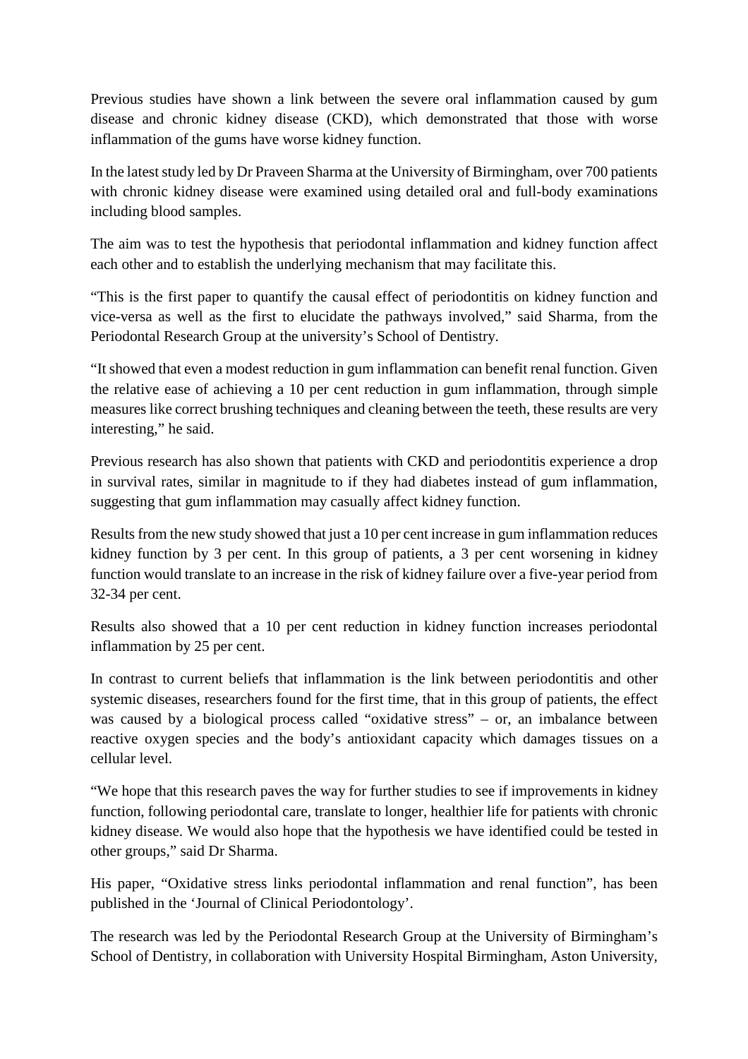Previous studies have shown a link between the severe oral inflammation caused by gum disease and chronic kidney disease (CKD), which demonstrated that those with worse inflammation of the gums have worse kidney function.

In the latest study led by Dr Praveen Sharma at the University of Birmingham, over 700 patients with chronic kidney disease were examined using detailed oral and full-body examinations including blood samples.

The aim was to test the hypothesis that periodontal inflammation and kidney function affect each other and to establish the underlying mechanism that may facilitate this.

"This is the first paper to quantify the causal effect of periodontitis on kidney function and vice-versa as well as the first to elucidate the pathways involved," said Sharma, from the Periodontal Research Group at the university's School of Dentistry.

"It showed that even a modest reduction in gum inflammation can benefit renal function. Given the relative ease of achieving a 10 per cent reduction in gum inflammation, through simple measures like correct brushing techniques and cleaning between the teeth, these results are very interesting," he said.

Previous research has also shown that patients with CKD and periodontitis experience a drop in survival rates, similar in magnitude to if they had diabetes instead of gum inflammation, suggesting that gum inflammation may casually affect kidney function.

Results from the new study showed that just a 10 per cent increase in gum inflammation reduces kidney function by 3 per cent. In this group of patients, a 3 per cent worsening in kidney function would translate to an increase in the risk of kidney failure over a five-year period from 32-34 per cent.

Results also showed that a 10 per cent reduction in kidney function increases periodontal inflammation by 25 per cent.

In contrast to current beliefs that inflammation is the link between periodontitis and other systemic diseases, researchers found for the first time, that in this group of patients, the effect was caused by a biological process called "oxidative stress" – or, an imbalance between reactive oxygen species and the body's antioxidant capacity which damages tissues on a cellular level.

"We hope that this research paves the way for further studies to see if improvements in kidney function, following periodontal care, translate to longer, healthier life for patients with chronic kidney disease. We would also hope that the hypothesis we have identified could be tested in other groups," said Dr Sharma.

His paper, "Oxidative stress links periodontal inflammation and renal function", has been published in the 'Journal of Clinical Periodontology'.

The research was led by the Periodontal Research Group at the University of Birmingham's School of Dentistry, in collaboration with University Hospital Birmingham, Aston University,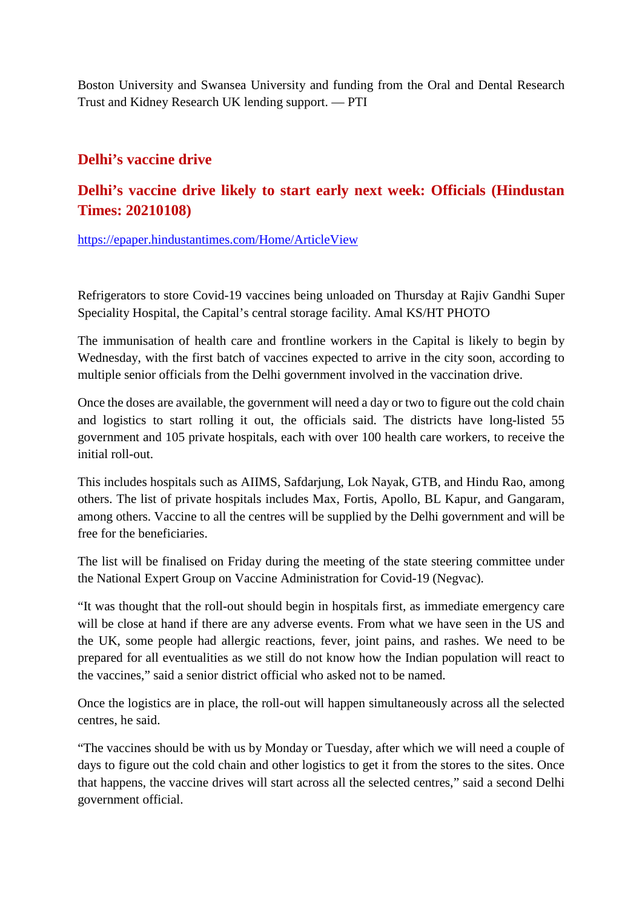Boston University and Swansea University and funding from the Oral and Dental Research Trust and Kidney Research UK lending support. — PTI

## Delhi's vaccine drive

## Delhi's vaccine drive likely to start early next week: Officials (Hindustan Times: 20210108)

https://epaper.hindustantimes.com/Home/ArticleView

Refrigerators to store Covid-19 vaccines being unloaded on Thursday at Rajiv Gandhi Super Speciality Hospital, the Capital's central storage facility. Amal KS/HT PHOTO

The immunisation of health care and frontline workers in the Capital is likely to begin by Wednesday, with the first batch of vaccines expected to arrive in the city soon, according to multiple senior officials from the Delhi government involved in the vaccination drive.

Once the doses are available, the government will need a day or two to figure out the cold chain and logistics to start rolling it out, the officials said. The districts have long-listed 55 government and 105 private hospitals, each with over 100 health care workers, to receive the initial roll-out.

This includes hospitals such as AIIMS, Safdarjung, Lok Nayak, GTB, and Hindu Rao, among others. The list of private hospitals includes Max, Fortis, Apollo, BL Kapur, and Gangaram, among others. Vaccine to all the centres will be supplied by the Delhi government and will be free for the beneficiaries.

The list will be finalised on Friday during the meeting of the state steering committee under the National Expert Group on Vaccine Administration for Covid-19 (Negvac).

"It was thought that the roll-out should begin in hospitals first, as immediate emergency care will be close at hand if there are any adverse events. From what we have seen in the US and the UK, some people had allergic reactions, fever, joint pains, and rashes. We need to be prepared for all eventualities as we still do not know how the Indian population will react to the vaccines," said a senior district official who asked not to be named.

Once the logistics are in place, the roll-out will happen simultaneously across all the selected centres, he said.

"The vaccines should be with us by Monday or Tuesday, after which we will need a couple of days to figure out the cold chain and other logistics to get it from the stores to the sites. Once that happens, the vaccine drives will start across all the selected centres," said a second Delhi government official.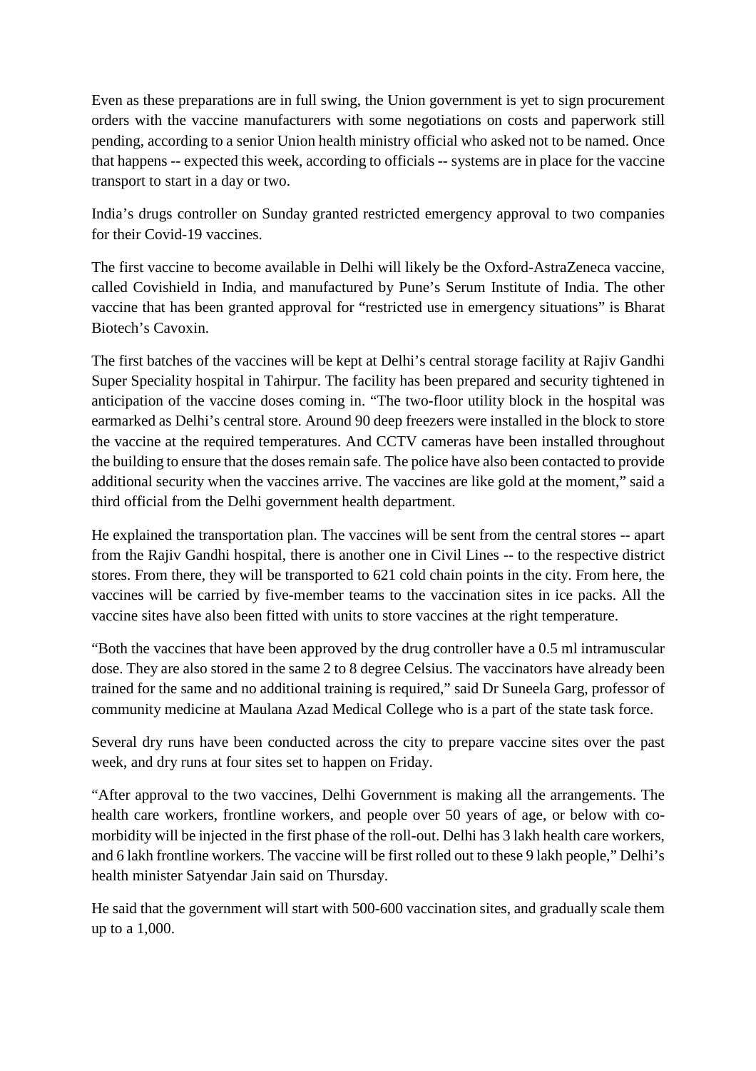Even as these preparations are in full swing, the Union government is yet to sign procurement orders with the vaccine manufacturers with some negotiations on costs and paperwork still pending, according to a senior Union health ministry official who asked not to be named. Once that happens -- expected this week, according to officials -- systems are in place for the vaccine transport to start in a day or two.

India's drugs controller on Sunday granted restricted emergency approval to two companies for their Covid-19 vaccines.

The first vaccine to become available in Delhi will likely be the Oxford-AstraZeneca vaccine, called Covishield in India, and manufactured by Pune's Serum Institute of India. The other vaccine that has been granted approval for "restricted use in emergency situations" is Bharat Biotech's Cavoxin.

The first batches of the vaccines will be kept at Delhi's central storage facility at Rajiv Gandhi Super Speciality hospital in Tahirpur. The facility has been prepared and security tightened in anticipation of the vaccine doses coming in. "The two-floor utility block in the hospital was earmarked as Delhi's central store. Around 90 deep freezers were installed in the block to store the vaccine at the required temperatures. And CCTV cameras have been installed throughout the building to ensure that the doses remain safe. The police have also been contacted to provide additional security when the vaccines arrive. The vaccines are like gold at the moment," said a third official from the Delhi government health department.

He explained the transportation plan. The vaccines will be sent from the central stores -- apart from the Rajiv Gandhi hospital, there is another one in Civil Lines -- to the respective district stores. From there, they will be transported to 621 cold chain points in the city. From here, the vaccines will be carried by five-member teams to the vaccination sites in ice packs. All the vaccine sites have also been fitted with units to store vaccines at the right temperature.

"Both the vaccines that have been approved by the drug controller have a 0.5 ml intramuscular dose. They are also stored in the same 2 to 8 degree Celsius. The vaccinators have already been trained for the same and no additional training is required," said Dr Suneela Garg, professor of community medicine at Maulana Azad Medical College who is a part of the state task force.

Several dry runs have been conducted across the city to prepare vaccine sites over the past week, and dry runs at four sites set to happen on Friday.

"After approval to the two vaccines, Delhi Government is making all the arrangements. The health care workers, frontline workers, and people over 50 years of age, or below with co-morbidity will be injected in the first phase of the roll-out. Delhi has 3 lakh health care workers, and 6 lakh frontline workers. The vaccine will be first rolled out to these 9 lakh people," Delhi's health minister Satyendar Jain said on Thursday.

He said that the government will start with 500-600 vaccination sites, and gradually scale them up to a 1,000.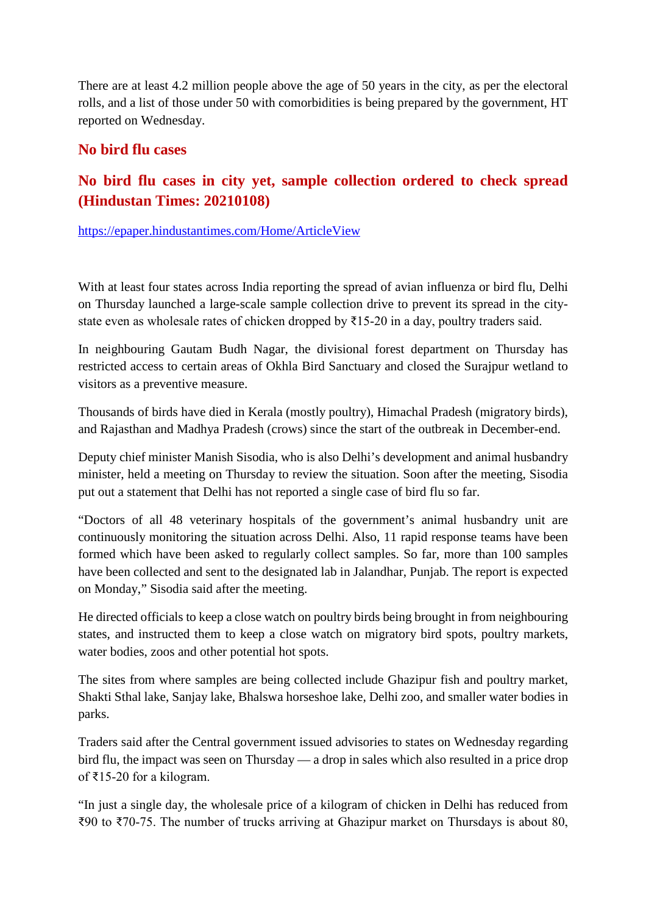There are at least 4.2 million people above the age of 50 years in the city, as per the electoral rolls, and a list of those under 50 with comorbidities is being prepared by the government, HT reported on Wednesday.

## No bird flu cases

## No bird flu cases in city yet, sample collection ordered to check spread (Hindustan Times: 20210108)

https://epaper.hindustantimes.com/Home/ArticleView

With at least four states across India reporting the spread of avian influenza or bird flu, Delhi on Thursday launched a large-scale sample collection drive to prevent its spread in the city-state even as wholesale rates of chicken dropped by ₹15-20 in a day, poultry traders said.

In neighbouring Gautam Budh Nagar, the divisional forest department on Thursday has restricted access to certain areas of Okhla Bird Sanctuary and closed the Surajpur wetland to visitors as a preventive measure.

Thousands of birds have died in Kerala (mostly poultry), Himachal Pradesh (migratory birds), and Rajasthan and Madhya Pradesh (crows) since the start of the outbreak in December-end.

Deputy chief minister Manish Sisodia, who is also Delhi's development and animal husbandry minister, held a meeting on Thursday to review the situation. Soon after the meeting, Sisodia put out a statement that Delhi has not reported a single case of bird flu so far.

"Doctors of all 48 veterinary hospitals of the government's animal husbandry unit are continuously monitoring the situation across Delhi. Also, 11 rapid response teams have been formed which have been asked to regularly collect samples. So far, more than 100 samples have been collected and sent to the designated lab in Jalandhar, Punjab. The report is expected on Monday," Sisodia said after the meeting.

He directed officials to keep a close watch on poultry birds being brought in from neighbouring states, and instructed them to keep a close watch on migratory bird spots, poultry markets, water bodies, zoos and other potential hot spots.

The sites from where samples are being collected include Ghazipur fish and poultry market, Shakti Sthal lake, Sanjay lake, Bhalswa horseshoe lake, Delhi zoo, and smaller water bodies in parks.

Traders said after the Central government issued advisories to states on Wednesday regarding bird flu, the impact was seen on Thursday — a drop in sales which also resulted in a price drop of ₹15-20 for a kilogram.

"In just a single day, the wholesale price of a kilogram of chicken in Delhi has reduced from ₹90 to ₹70-75. The number of trucks arriving at Ghazipur market on Thursdays is about 80,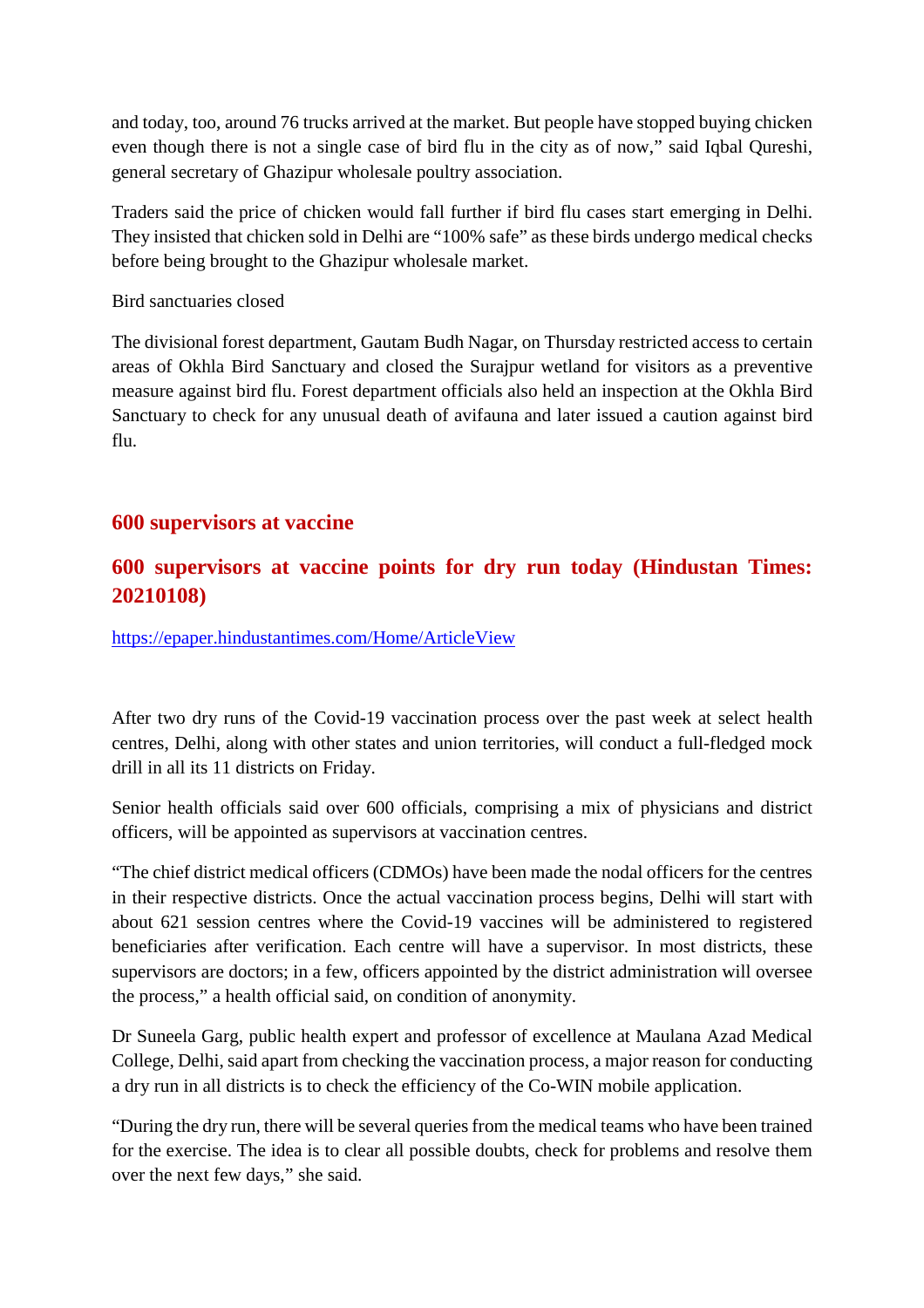and today, too, around 76 trucks arrived at the market. But people have stopped buying chicken even though there is not a single case of bird flu in the city as of now," said Iqbal Qureshi, general secretary of Ghazipur wholesale poultry association.

Traders said the price of chicken would fall further if bird flu cases start emerging in Delhi. They insisted that chicken sold in Delhi are "100% safe" as these birds undergo medical checks before being brought to the Ghazipur wholesale market.

Bird sanctuaries closed

The divisional forest department, Gautam Budh Nagar, on Thursday restricted access to certain areas of Okhla Bird Sanctuary and closed the Surajpur wetland for visitors as a preventive measure against bird flu. Forest department officials also held an inspection at the Okhla Bird Sanctuary to check for any unusual death of avifauna and later issued a caution against bird flu.

## 600 supervisors at vaccine

## 600 supervisors at vaccine points for dry run today (Hindustan Times: 20210108)

https://epaper.hindustantimes.com/Home/ArticleView

After two dry runs of the Covid-19 vaccination process over the past week at select health centres, Delhi, along with other states and union territories, will conduct a full-fledged mock drill in all its 11 districts on Friday.

Senior health officials said over 600 officials, comprising a mix of physicians and district officers, will be appointed as supervisors at vaccination centres.

"The chief district medical officers (CDMOs) have been made the nodal officers for the centres in their respective districts. Once the actual vaccination process begins, Delhi will start with about 621 session centres where the Covid-19 vaccines will be administered to registered beneficiaries after verification. Each centre will have a supervisor. In most districts, these supervisors are doctors; in a few, officers appointed by the district administration will oversee the process," a health official said, on condition of anonymity.

Dr Suneela Garg, public health expert and professor of excellence at Maulana Azad Medical College, Delhi, said apart from checking the vaccination process, a major reason for conducting a dry run in all districts is to check the efficiency of the Co-WIN mobile application.

"During the dry run, there will be several queries from the medical teams who have been trained for the exercise. The idea is to clear all possible doubts, check for problems and resolve them over the next few days," she said.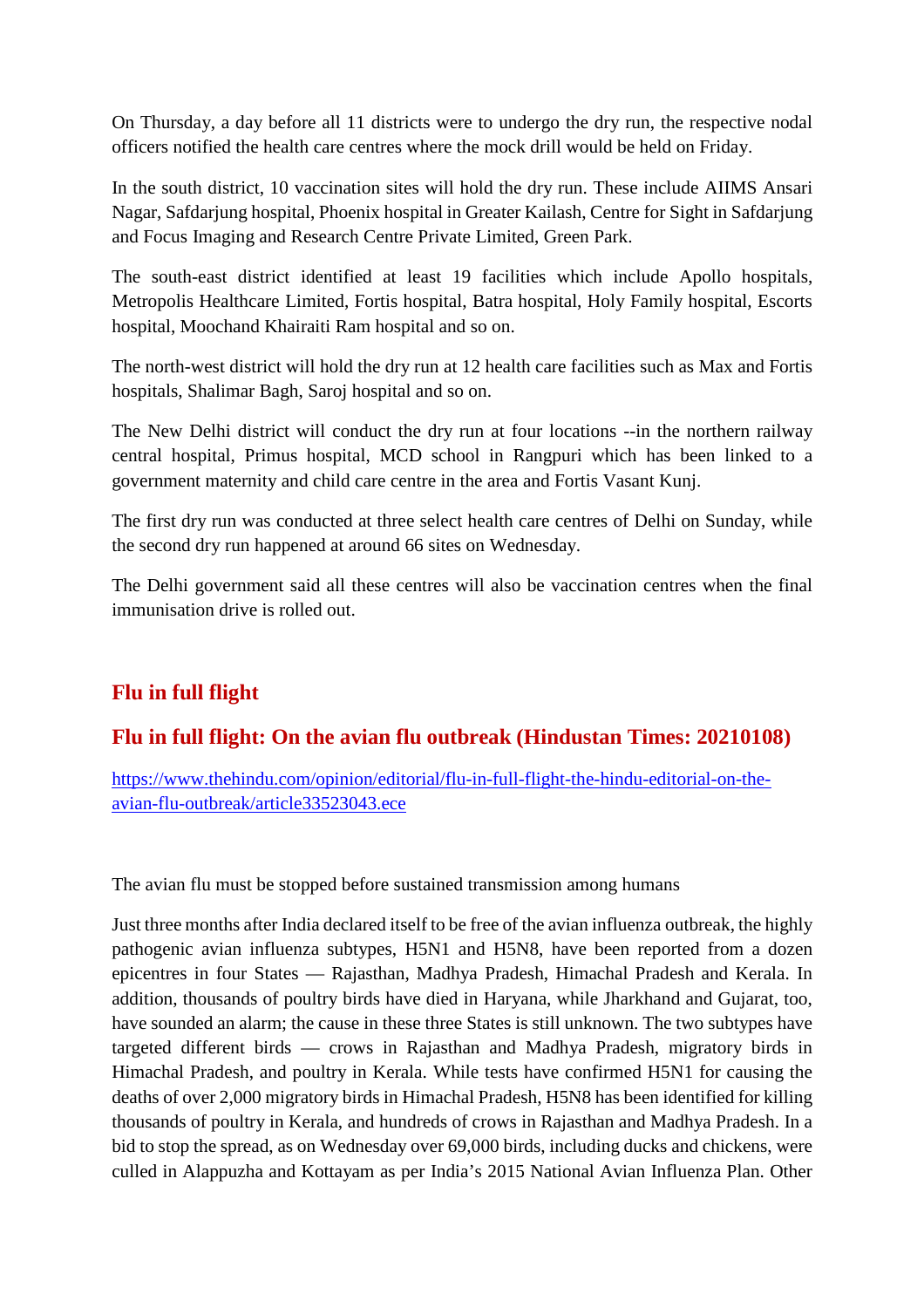On Thursday, a day before all 11 districts were to undergo the dry run, the respective nodal officers notified the health care centres where the mock drill would be held on Friday.

In the south district, 10 vaccination sites will hold the dry run. These include AIIMS Ansari Nagar, Safdarjung hospital, Phoenix hospital in Greater Kailash, Centre for Sight in Safdarjung and Focus Imaging and Research Centre Private Limited, Green Park.

The south-east district identified at least 19 facilities which include Apollo hospitals, Metropolis Healthcare Limited, Fortis hospital, Batra hospital, Holy Family hospital, Escorts hospital, Moochand Khairaiti Ram hospital and so on.

The north-west district will hold the dry run at 12 health care facilities such as Max and Fortis hospitals, Shalimar Bagh, Saroj hospital and so on.

The New Delhi district will conduct the dry run at four locations --in the northern railway central hospital, Primus hospital, MCD school in Rangpuri which has been linked to a government maternity and child care centre in the area and Fortis Vasant Kunj.

The first dry run was conducted at three select health care centres of Delhi on Sunday, while the second dry run happened at around 66 sites on Wednesday.

The Delhi government said all these centres will also be vaccination centres when the final immunisation drive is rolled out.

## Flu in full flight

## Flu in full flight: On the avian flu outbreak (Hindustan Times: 20210108)

https://www.thehindu.com/opinion/editorial/flu-in-full-flight-the-hindu-editorial-on-the-avian-flu-outbreak/article33523043.ece

The avian flu must be stopped before sustained transmission among humans

Just three months after India declared itself to be free of the avian influenza outbreak, the highly pathogenic avian influenza subtypes, H5N1 and H5N8, have been reported from a dozen epicentres in four States — Rajasthan, Madhya Pradesh, Himachal Pradesh and Kerala. In addition, thousands of poultry birds have died in Haryana, while Jharkhand and Gujarat, too, have sounded an alarm; the cause in these three States is still unknown. The two subtypes have targeted different birds — crows in Rajasthan and Madhya Pradesh, migratory birds in Himachal Pradesh, and poultry in Kerala. While tests have confirmed H5N1 for causing the deaths of over 2,000 migratory birds in Himachal Pradesh, H5N8 has been identified for killing thousands of poultry in Kerala, and hundreds of crows in Rajasthan and Madhya Pradesh. In a bid to stop the spread, as on Wednesday over 69,000 birds, including ducks and chickens, were culled in Alappuzha and Kottayam as per India's 2015 National Avian Influenza Plan. Other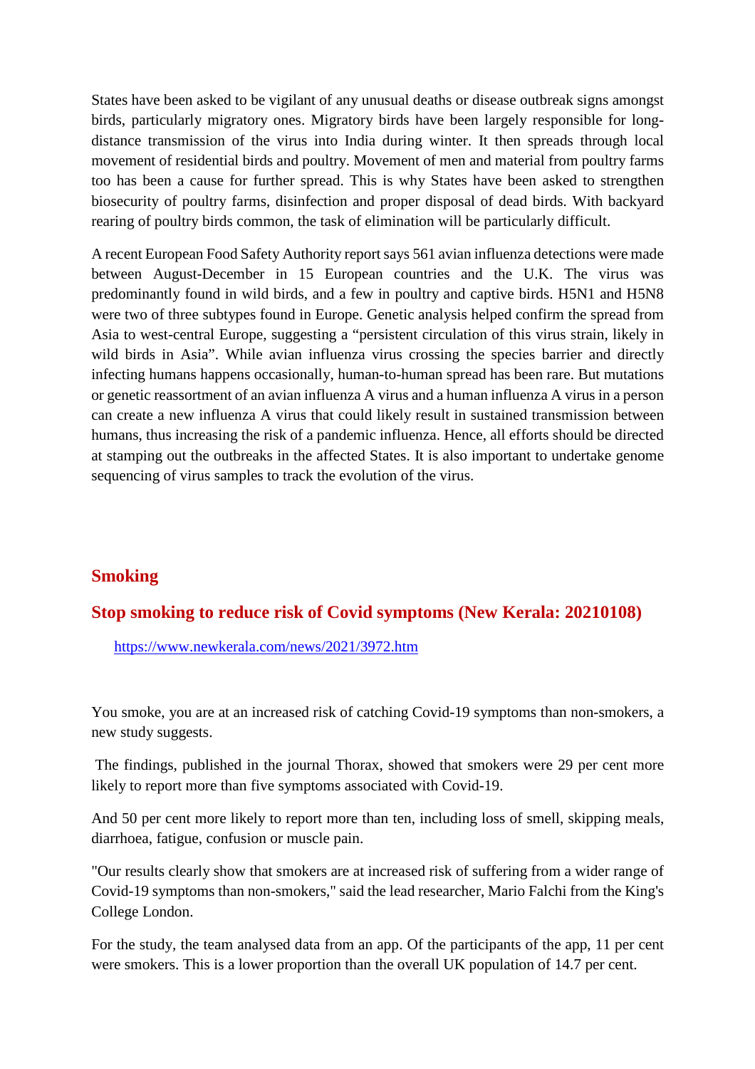States have been asked to be vigilant of any unusual deaths or disease outbreak signs amongst birds, particularly migratory ones. Migratory birds have been largely responsible for long-distance transmission of the virus into India during winter. It then spreads through local movement of residential birds and poultry. Movement of men and material from poultry farms too has been a cause for further spread. This is why States have been asked to strengthen biosecurity of poultry farms, disinfection and proper disposal of dead birds. With backyard rearing of poultry birds common, the task of elimination will be particularly difficult.

A recent European Food Safety Authority report says 561 avian influenza detections were made between August-December in 15 European countries and the U.K. The virus was predominantly found in wild birds, and a few in poultry and captive birds. H5N1 and H5N8 were two of three subtypes found in Europe. Genetic analysis helped confirm the spread from Asia to west-central Europe, suggesting a "persistent circulation of this virus strain, likely in wild birds in Asia". While avian influenza virus crossing the species barrier and directly infecting humans happens occasionally, human-to-human spread has been rare. But mutations or genetic reassortment of an avian influenza A virus and a human influenza A virus in a person can create a new influenza A virus that could likely result in sustained transmission between humans, thus increasing the risk of a pandemic influenza. Hence, all efforts should be directed at stamping out the outbreaks in the affected States. It is also important to undertake genome sequencing of virus samples to track the evolution of the virus.

## Smoking

## Stop smoking to reduce risk of Covid symptoms (New Kerala: 20210108)

https://www.newkerala.com/news/2021/3972.htm

You smoke, you are at an increased risk of catching Covid-19 symptoms than non-smokers, a new study suggests.

The findings, published in the journal Thorax, showed that smokers were 29 per cent more likely to report more than five symptoms associated with Covid-19.

And 50 per cent more likely to report more than ten, including loss of smell, skipping meals, diarrhoea, fatigue, confusion or muscle pain.

"Our results clearly show that smokers are at increased risk of suffering from a wider range of Covid-19 symptoms than non-smokers," said the lead researcher, Mario Falchi from the King's College London.

For the study, the team analysed data from an app. Of the participants of the app, 11 per cent were smokers. This is a lower proportion than the overall UK population of 14.7 per cent.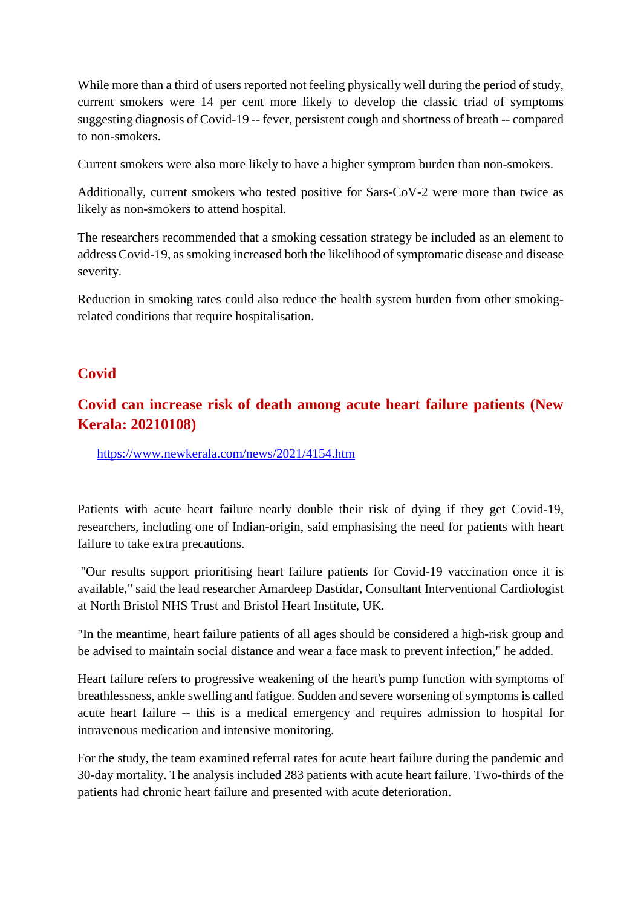While more than a third of users reported not feeling physically well during the period of study, current smokers were 14 per cent more likely to develop the classic triad of symptoms suggesting diagnosis of Covid-19 -- fever, persistent cough and shortness of breath -- compared to non-smokers.

Current smokers were also more likely to have a higher symptom burden than non-smokers.

Additionally, current smokers who tested positive for Sars-CoV-2 were more than twice as likely as non-smokers to attend hospital.

The researchers recommended that a smoking cessation strategy be included as an element to address Covid-19, as smoking increased both the likelihood of symptomatic disease and disease severity.

Reduction in smoking rates could also reduce the health system burden from other smoking-related conditions that require hospitalisation.

## Covid

### Covid can increase risk of death among acute heart failure patients (New Kerala: 20210108)

https://www.newkerala.com/news/2021/4154.htm

Patients with acute heart failure nearly double their risk of dying if they get Covid-19, researchers, including one of Indian-origin, said emphasising the need for patients with heart failure to take extra precautions.

"Our results support prioritising heart failure patients for Covid-19 vaccination once it is available," said the lead researcher Amardeep Dastidar, Consultant Interventional Cardiologist at North Bristol NHS Trust and Bristol Heart Institute, UK.

"In the meantime, heart failure patients of all ages should be considered a high-risk group and be advised to maintain social distance and wear a face mask to prevent infection," he added.

Heart failure refers to progressive weakening of the heart's pump function with symptoms of breathlessness, ankle swelling and fatigue. Sudden and severe worsening of symptoms is called acute heart failure -- this is a medical emergency and requires admission to hospital for intravenous medication and intensive monitoring.

For the study, the team examined referral rates for acute heart failure during the pandemic and 30-day mortality. The analysis included 283 patients with acute heart failure. Two-thirds of the patients had chronic heart failure and presented with acute deterioration.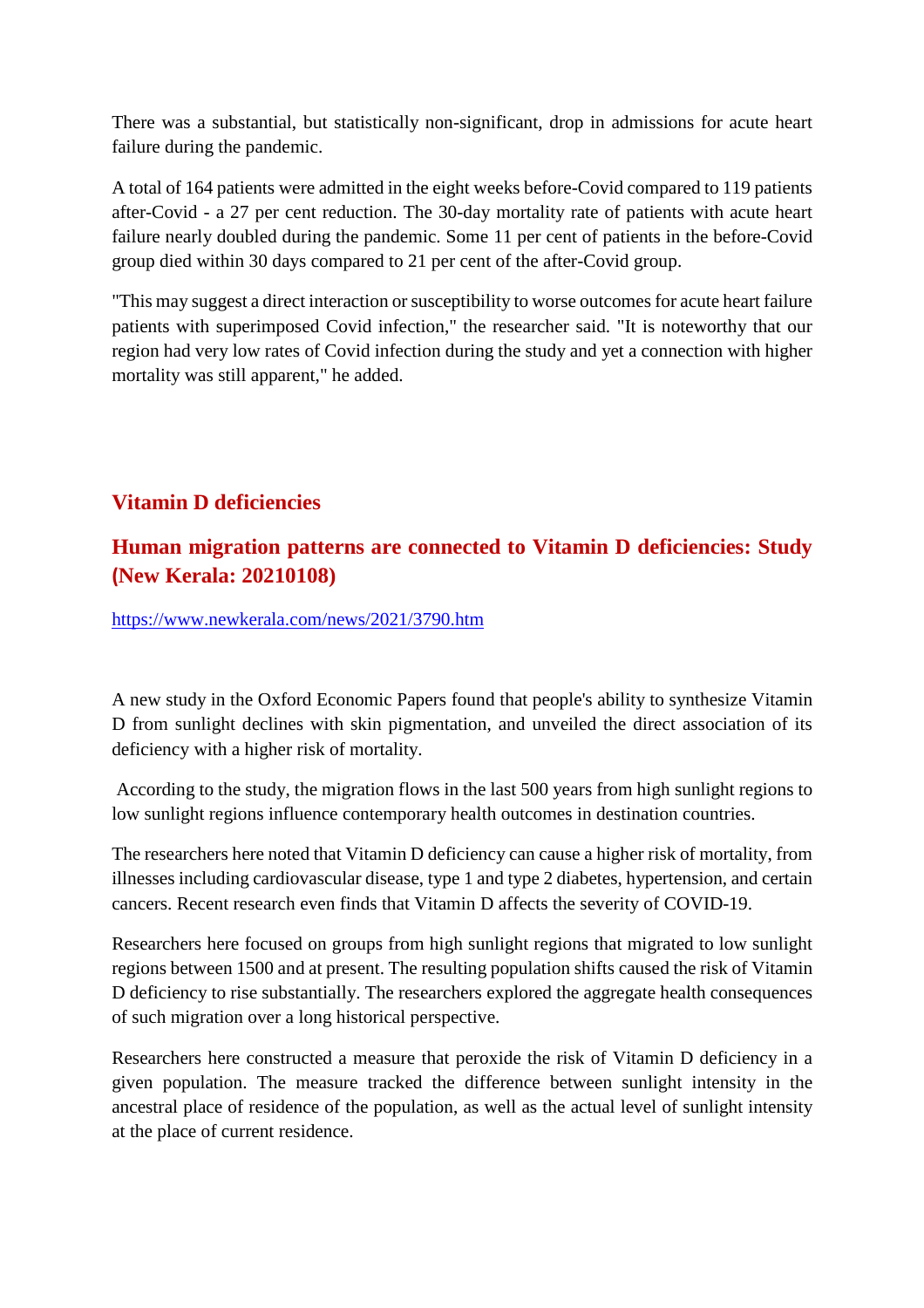There was a substantial, but statistically non-significant, drop in admissions for acute heart failure during the pandemic.

A total of 164 patients were admitted in the eight weeks before-Covid compared to 119 patients after-Covid - a 27 per cent reduction. The 30-day mortality rate of patients with acute heart failure nearly doubled during the pandemic. Some 11 per cent of patients in the before-Covid group died within 30 days compared to 21 per cent of the after-Covid group.

"This may suggest a direct interaction or susceptibility to worse outcomes for acute heart failure patients with superimposed Covid infection," the researcher said. "It is noteworthy that our region had very low rates of Covid infection during the study and yet a connection with higher mortality was still apparent," he added.

## Vitamin D deficiencies

### Human migration patterns are connected to Vitamin D deficiencies: Study (New Kerala: 20210108)

https://www.newkerala.com/news/2021/3790.htm

A new study in the Oxford Economic Papers found that people's ability to synthesize Vitamin D from sunlight declines with skin pigmentation, and unveiled the direct association of its deficiency with a higher risk of mortality.

According to the study, the migration flows in the last 500 years from high sunlight regions to low sunlight regions influence contemporary health outcomes in destination countries.

The researchers here noted that Vitamin D deficiency can cause a higher risk of mortality, from illnesses including cardiovascular disease, type 1 and type 2 diabetes, hypertension, and certain cancers. Recent research even finds that Vitamin D affects the severity of COVID-19.

Researchers here focused on groups from high sunlight regions that migrated to low sunlight regions between 1500 and at present. The resulting population shifts caused the risk of Vitamin D deficiency to rise substantially. The researchers explored the aggregate health consequences of such migration over a long historical perspective.

Researchers here constructed a measure that peroxide the risk of Vitamin D deficiency in a given population. The measure tracked the difference between sunlight intensity in the ancestral place of residence of the population, as well as the actual level of sunlight intensity at the place of current residence.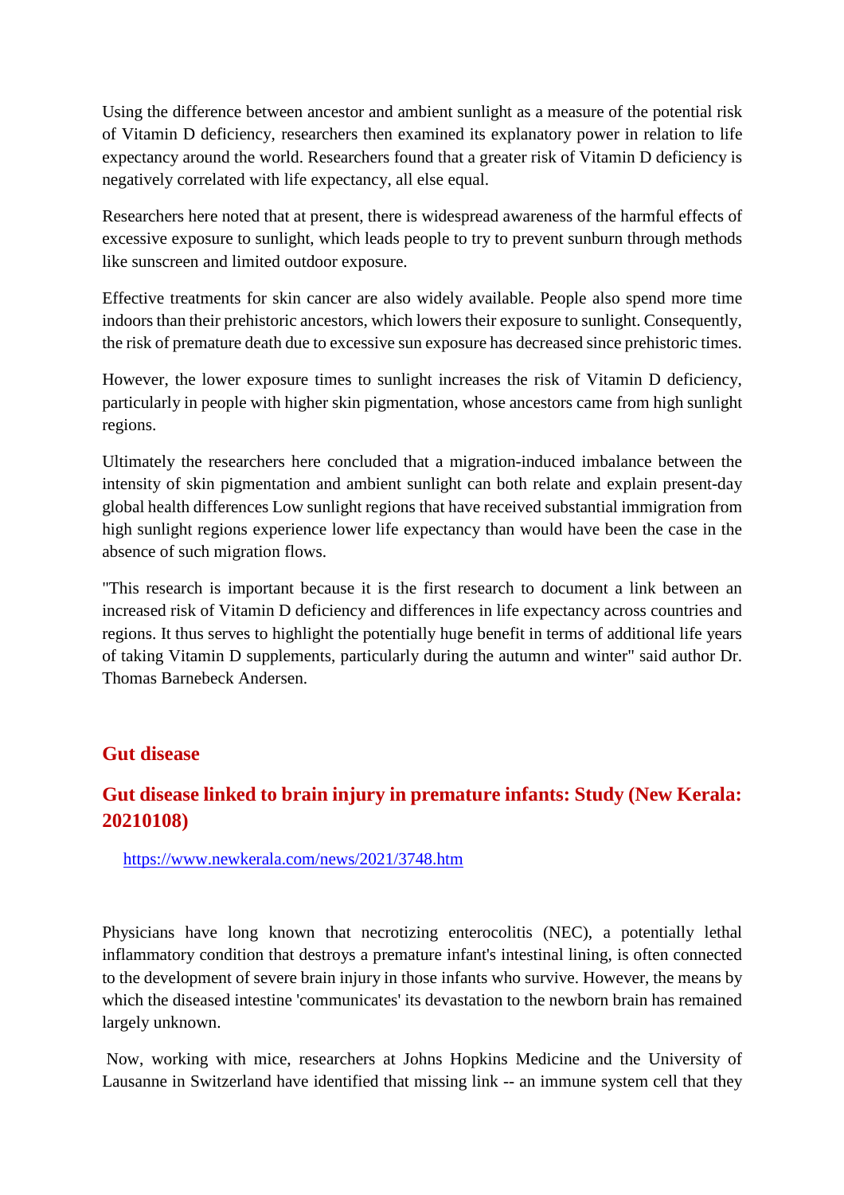Using the difference between ancestor and ambient sunlight as a measure of the potential risk of Vitamin D deficiency, researchers then examined its explanatory power in relation to life expectancy around the world. Researchers found that a greater risk of Vitamin D deficiency is negatively correlated with life expectancy, all else equal.

Researchers here noted that at present, there is widespread awareness of the harmful effects of excessive exposure to sunlight, which leads people to try to prevent sunburn through methods like sunscreen and limited outdoor exposure.

Effective treatments for skin cancer are also widely available. People also spend more time indoors than their prehistoric ancestors, which lowers their exposure to sunlight. Consequently, the risk of premature death due to excessive sun exposure has decreased since prehistoric times.

However, the lower exposure times to sunlight increases the risk of Vitamin D deficiency, particularly in people with higher skin pigmentation, whose ancestors came from high sunlight regions.

Ultimately the researchers here concluded that a migration-induced imbalance between the intensity of skin pigmentation and ambient sunlight can both relate and explain present-day global health differences Low sunlight regions that have received substantial immigration from high sunlight regions experience lower life expectancy than would have been the case in the absence of such migration flows.

"This research is important because it is the first research to document a link between an increased risk of Vitamin D deficiency and differences in life expectancy across countries and regions. It thus serves to highlight the potentially huge benefit in terms of additional life years of taking Vitamin D supplements, particularly during the autumn and winter" said author Dr. Thomas Barnebeck Andersen.

## Gut disease

### Gut disease linked to brain injury in premature infants: Study (New Kerala: 20210108)

https://www.newkerala.com/news/2021/3748.htm

Physicians have long known that necrotizing enterocolitis (NEC), a potentially lethal inflammatory condition that destroys a premature infant's intestinal lining, is often connected to the development of severe brain injury in those infants who survive. However, the means by which the diseased intestine 'communicates' its devastation to the newborn brain has remained largely unknown.

Now, working with mice, researchers at Johns Hopkins Medicine and the University of Lausanne in Switzerland have identified that missing link -- an immune system cell that they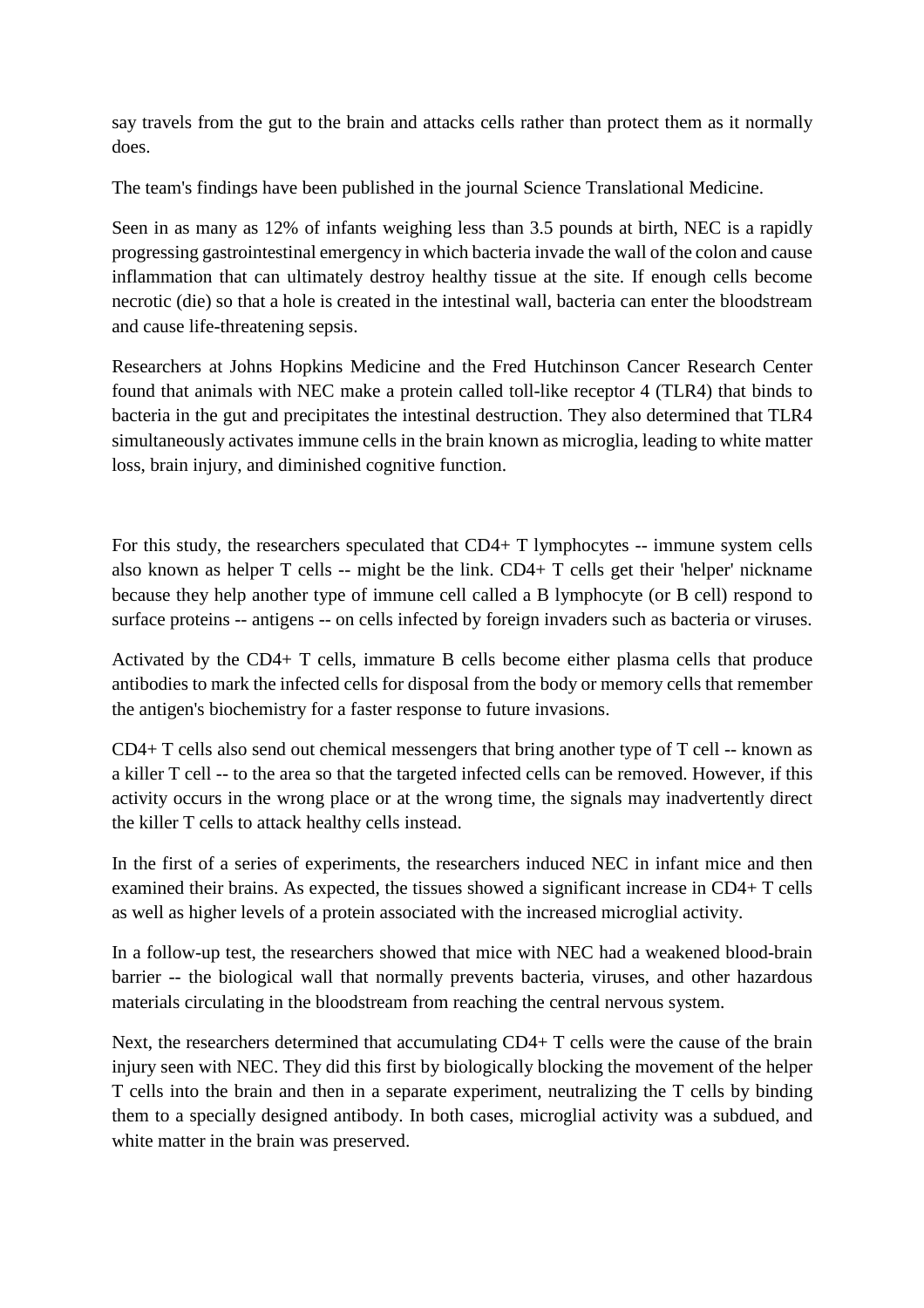say travels from the gut to the brain and attacks cells rather than protect them as it normally does.

The team's findings have been published in the journal Science Translational Medicine.

Seen in as many as 12% of infants weighing less than 3.5 pounds at birth, NEC is a rapidly progressing gastrointestinal emergency in which bacteria invade the wall of the colon and cause inflammation that can ultimately destroy healthy tissue at the site. If enough cells become necrotic (die) so that a hole is created in the intestinal wall, bacteria can enter the bloodstream and cause life-threatening sepsis.

Researchers at Johns Hopkins Medicine and the Fred Hutchinson Cancer Research Center found that animals with NEC make a protein called toll-like receptor 4 (TLR4) that binds to bacteria in the gut and precipitates the intestinal destruction. They also determined that TLR4 simultaneously activates immune cells in the brain known as microglia, leading to white matter loss, brain injury, and diminished cognitive function.

For this study, the researchers speculated that CD4+ T lymphocytes -- immune system cells also known as helper T cells -- might be the link. CD4+ T cells get their 'helper' nickname because they help another type of immune cell called a B lymphocyte (or B cell) respond to surface proteins -- antigens -- on cells infected by foreign invaders such as bacteria or viruses.

Activated by the CD4+ T cells, immature B cells become either plasma cells that produce antibodies to mark the infected cells for disposal from the body or memory cells that remember the antigen's biochemistry for a faster response to future invasions.

CD4+ T cells also send out chemical messengers that bring another type of T cell -- known as a killer T cell -- to the area so that the targeted infected cells can be removed. However, if this activity occurs in the wrong place or at the wrong time, the signals may inadvertently direct the killer T cells to attack healthy cells instead.

In the first of a series of experiments, the researchers induced NEC in infant mice and then examined their brains. As expected, the tissues showed a significant increase in CD4+ T cells as well as higher levels of a protein associated with the increased microglial activity.

In a follow-up test, the researchers showed that mice with NEC had a weakened blood-brain barrier -- the biological wall that normally prevents bacteria, viruses, and other hazardous materials circulating in the bloodstream from reaching the central nervous system.

Next, the researchers determined that accumulating CD4+ T cells were the cause of the brain injury seen with NEC. They did this first by biologically blocking the movement of the helper T cells into the brain and then in a separate experiment, neutralizing the T cells by binding them to a specially designed antibody. In both cases, microglial activity was a subdued, and white matter in the brain was preserved.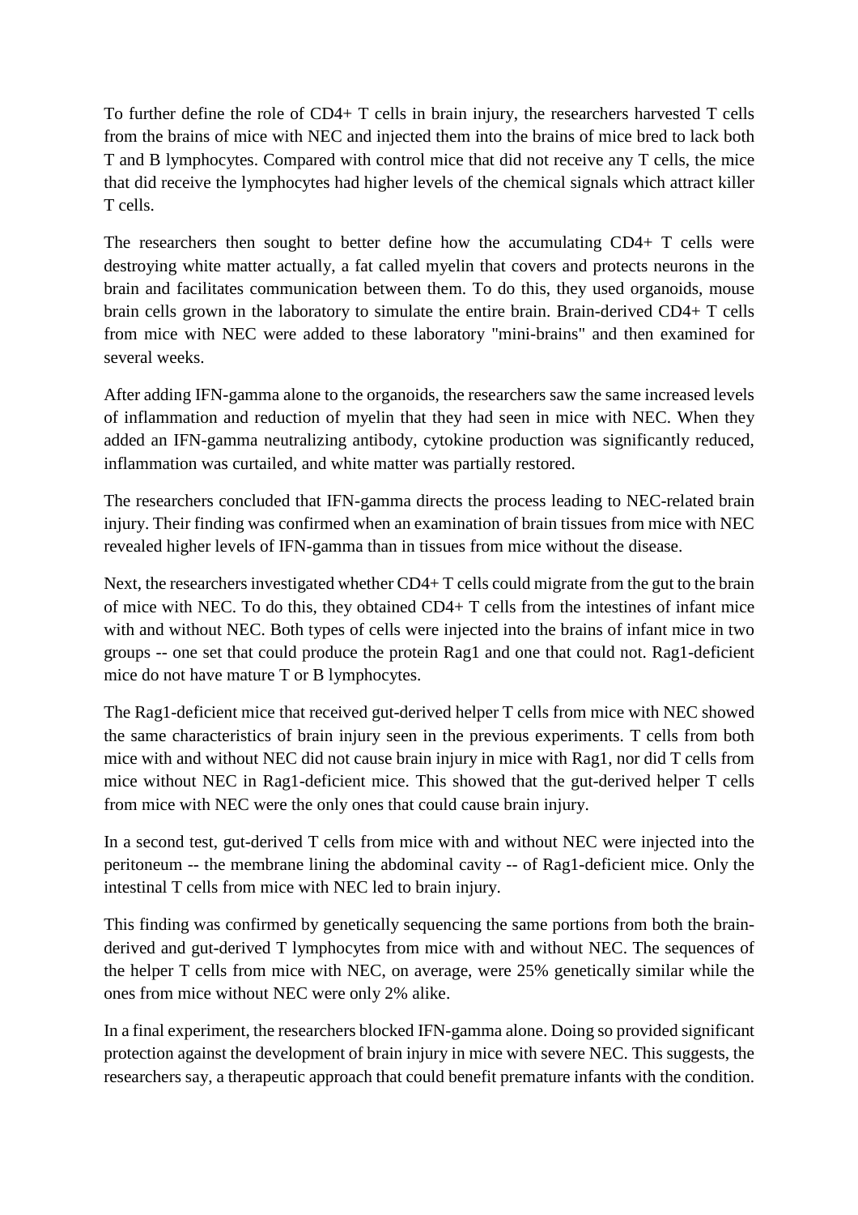To further define the role of CD4+ T cells in brain injury, the researchers harvested T cells from the brains of mice with NEC and injected them into the brains of mice bred to lack both T and B lymphocytes. Compared with control mice that did not receive any T cells, the mice that did receive the lymphocytes had higher levels of the chemical signals which attract killer T cells.

The researchers then sought to better define how the accumulating CD4+ T cells were destroying white matter actually, a fat called myelin that covers and protects neurons in the brain and facilitates communication between them. To do this, they used organoids, mouse brain cells grown in the laboratory to simulate the entire brain. Brain-derived CD4+ T cells from mice with NEC were added to these laboratory "mini-brains" and then examined for several weeks.

After adding IFN-gamma alone to the organoids, the researchers saw the same increased levels of inflammation and reduction of myelin that they had seen in mice with NEC. When they added an IFN-gamma neutralizing antibody, cytokine production was significantly reduced, inflammation was curtailed, and white matter was partially restored.

The researchers concluded that IFN-gamma directs the process leading to NEC-related brain injury. Their finding was confirmed when an examination of brain tissues from mice with NEC revealed higher levels of IFN-gamma than in tissues from mice without the disease.

Next, the researchers investigated whether CD4+ T cells could migrate from the gut to the brain of mice with NEC. To do this, they obtained CD4+ T cells from the intestines of infant mice with and without NEC. Both types of cells were injected into the brains of infant mice in two groups -- one set that could produce the protein Rag1 and one that could not. Rag1-deficient mice do not have mature T or B lymphocytes.

The Rag1-deficient mice that received gut-derived helper T cells from mice with NEC showed the same characteristics of brain injury seen in the previous experiments. T cells from both mice with and without NEC did not cause brain injury in mice with Rag1, nor did T cells from mice without NEC in Rag1-deficient mice. This showed that the gut-derived helper T cells from mice with NEC were the only ones that could cause brain injury.

In a second test, gut-derived T cells from mice with and without NEC were injected into the peritoneum -- the membrane lining the abdominal cavity -- of Rag1-deficient mice. Only the intestinal T cells from mice with NEC led to brain injury.

This finding was confirmed by genetically sequencing the same portions from both the brain-derived and gut-derived T lymphocytes from mice with and without NEC. The sequences of the helper T cells from mice with NEC, on average, were 25% genetically similar while the ones from mice without NEC were only 2% alike.

In a final experiment, the researchers blocked IFN-gamma alone. Doing so provided significant protection against the development of brain injury in mice with severe NEC. This suggests, the researchers say, a therapeutic approach that could benefit premature infants with the condition.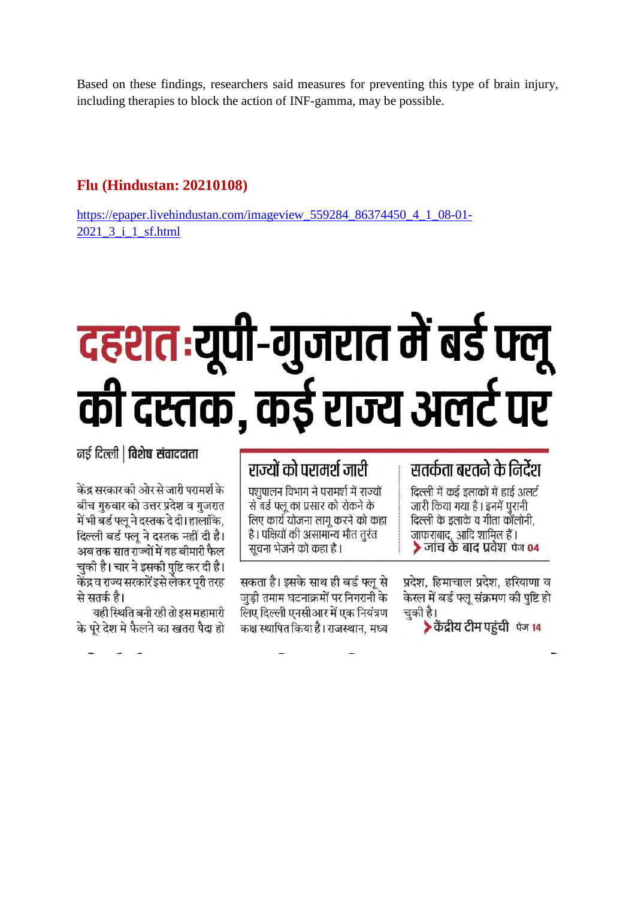Based on these findings, researchers said measures for preventing this type of brain injury, including therapies to block the action of INF-gamma, may be possible.

## Flu (Hindustan: 20210108)

https://epaper.livehindustan.com/imageview_559284_86374450_4_1_08-01-2021_3_i_1_sf.html

# दहशत : यूपी-गुजरात में बर्ड फ्लू की दस्तक, कई राज्य अलर्ट पर

नई दिल्ली | विशेष संवाददाता

केंद्र सरकार की ओर से जारी परामर्श के बीच गुरुवार को उत्तर प्रदेश व गुजरात में भी बर्ड फ्लू ने दस्तक दे दी। हालांकि, दिल्ली बर्ड फ्लू ने दस्तक नहीं दी है। अब तक सात राज्यों में यह बीमारी फैल चुकी है। चार ने इसकी पुष्टि कर दी है। केंद्र व राज्य सरकारें इसे लेकर पूरी तरह से सतर्क है।

यही स्थिति बनी रही तो इस महामारी के पूरे देश मे फैलने का खतरा पैदा हो सकता है। इसके साथ ही बर्ड फ्लू से जुड़ी तमाम घटनाक्रमों पर निगरानी के लिए दिल्ली एनसीआर में एक नियंत्रण कक्ष स्थापित किया है। राजस्थान, मध्य प्रदेश, हिमाचाल प्रदेश, हरियाणा व केरल में बर्ड फ्लू संक्रमण की पुष्टि हो चुकी है।

> केंद्रीय टीम पहुंची पेज 14

### राज्यों को परामर्श जारी

पशुपालन विभाग ने परामर्श में राज्यों से बर्ड फ्लू का प्रसार को रोकने के लिए कार्य योजना लागू करने को कहा है। पक्षियों की असामान्य मौत तुरंत सूचना भेजने को कहा है।

### सतर्कता बरतने के निर्देश

दिल्ली में कई इलाकों में हाई अलर्ट जारी किया गया है। इनमें पुरानी दिल्ली के इलाके व गीता कॉलोनी, जाफराबाद, आदि शामिल हैं।

> जांच के बाद प्रवेश पेज 04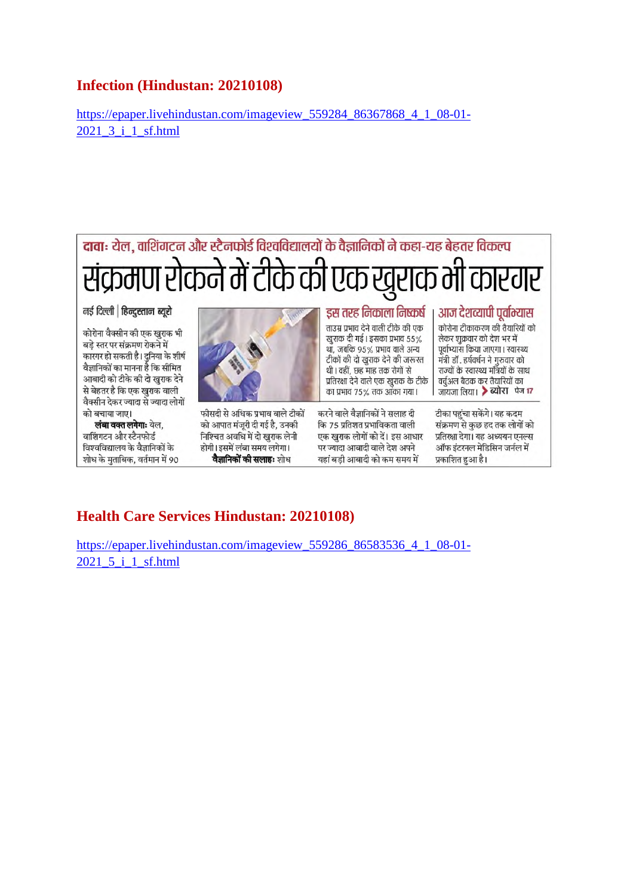## Infection (Hindustan: 20210108)

https://epaper.livehindustan.com/imageview_559284_86367868_4_1_08-01-2021_3_i_1_sf.html

दावाः येल, वाशिंगटन और स्टैनफोर्ड विश्वविद्यालयों के वैज्ञानिकों ने कहा-यह बेहतर विकल्प

# संक्रमण रोकने में टीके की एक खुराक भी कारगर

नई दिल्ली | हिन्दुस्तान ब्यूरो

कोरोना वैक्सीन की एक खुराक भी बड़े स्तर पर संक्रमण रोकने में कारगर हो सकती है। दुनिया के शीर्ष वैज्ञानिकों का मानना है कि सीमित आबादी को टीके की दो खुराक देने से बेहतर है कि एक खुराक वाली वैक्सीन देकर ज्यादा से ज्यादा लोगों को बचाया जाए।

**लंबा वक्त लगेगाः** येल, वाशिंगटन और स्टैनफोर्ड विश्वविद्यालय के वैज्ञानिकों के शोध के मुताबिक, वर्तमान में 90 फीसदी से अधिक प्रभाव वाले टीकों को आपात मंजूरी दी गई है, उनकी निश्चित अवधि में दो खुराक लेनी होगी। इसमें लंबा समय लगेगा।

**वैज्ञानिकों की सलाहः** शोध करने वाले वैज्ञानिकों ने सलाह दी कि 75 प्रतिशत प्रभाविकता वाली एक खुराक लोगों को दें। इस आधार पर ज्यादा आबादी वाले देश अपने यहां बड़ी आबादी को कम समय में टीका पहुंचा सकेंगे। यह कदम संक्रमण से कुछ हद तक लोगों को प्रतिरक्षा देगा। यह अध्ययन एनल्स ऑफ इंटरनल मेडिसिन जर्नल में प्रकाशित हुआ है।

### इस तरह निकाला निष्कर्ष

ताउम्र प्रभाव देने वाली टीके की एक खुराक दी गई। इसका प्रभाव 55% था, जबकि 95% प्रभाव वाले अन्य टीकों की दो खुराक देने की जरूरत थी। वहीं, छह माह तक रोगों से प्रतिरक्षा देने वाले एक खुराक के टीके का प्रभाव 75% तक आंका गया।

### आज देशव्यापी पूर्वाभ्यास

कोरोना टीकाकरण की तैयारियों को लेकर शुक्रवार को देश भर में पूर्वाभ्यास किया जाएगा। स्वास्थ्य मंत्री डॉ. हर्षवर्धन ने गुरुवार को राज्यों के स्वास्थ्य मंत्रियों के साथ वर्चुअल बैठक कर तैयारियों का जायजा लिया। > ब्योरा पेज 17

## Health Care Services Hindustan: 20210108)

https://epaper.livehindustan.com/imageview_559286_86583536_4_1_08-01-2021_5_i_1_sf.html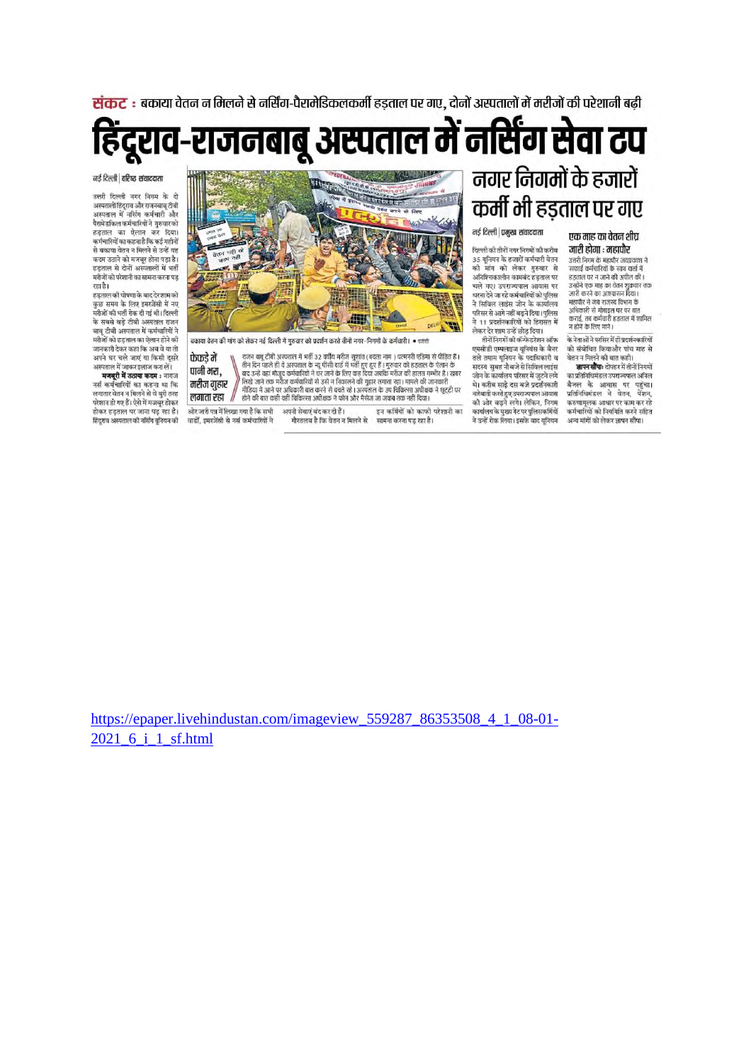**संकट :** बकाया वेतन न मिलने से नर्सिंग-पैरामेडिकलकर्मी हड़ताल पर गए, दोनों अस्पतालों में मरीजों की परेशानी बढ़ी

# हिंदूराव-राजनबाबू अस्पताल में नर्सिंग सेवा ठप

नई दिल्ली | वरिष्ठ संवाददाता

उत्तरी दिल्ली नगर निगम के दो अस्पतालों हिंदूराव और राजनबाबू टीबी अस्पताल में नर्सिंग कर्मचारी और पैरामेडिकल कर्मचारियों ने गुरुवार को हड़ताल का ऐलान कर दिया। कर्मचारियों का कहना है कि कई महीनों से बकाया वेतन न मिलने से उन्हें यह कदम उठाने को मजबूर होना पड़ा है। हड़ताल से दोनों अस्पतालों में भर्ती मरीजों को परेशानी का सामना करना पड़ रहा है।

हड़ताल की घोषणा के बाद देर शाम को कुछ समय के लिए इमरजेंसी में नए मरीजों की भर्ती रोक दी गई थी। दिल्ली के सबसे बड़े टीबी अस्पताल राजन बाबू टीबी अस्पताल में कर्मचारियों ने मरीजों को हड़ताल का ऐलान होने की जानकारी देकर कहा कि अब वे या तो अपने घर चले जाएं या किसी दूसरे अस्पताल में जाकर इलाज करा लें।

**मजबूरी में उठाया कदम :** नाराज नर्स कर्मचारियों का कहना था कि लगातार वेतन न मिलने से वे बुरी तरह परेशान हो गए हैं। ऐसे में मजबूर होकर हड़ताल पर जाना पड़ रहा है। हिंदूराव अस्पताल की नर्सिंग यूनियन की ओर जारी पत्र में लिखा गया है कि सभी वार्डों, इमरजेंसी से नर्स कर्मचारियों ने अपनी सेवाएं बंद कर दी हैं। गौरतलब है कि वेतन न मिलने से इन कर्मियों को काफी परेशानी का सामना करना पड़ रहा है।

बकाया वेतन की मांग को लेकर नई दिल्ली में गुरुवार को प्रदर्शन करते तीनों नगर-निगमों के कर्मचारी। • एजेंसी

## फेफड़े में पानी भरा, मरीज गुहार लगाता रहा

राजन बाबू टीबी अस्पताल में भर्ती 32 वर्षीय मरीज सुशांत (बदला नाम) धमनरी एंड्रिया से पीड़ित है। तीन दिन पहले ही वे अस्पताल के न्यू पीसी वार्ड में भर्ती हुए हुए हैं। गुरुवार को हड़ताल के ऐलान के बाद उन्हें वहां मौजूद कर्मचारियों ने घर जाने के लिए कह दिया जबकि मरीज की हालत गम्भीर है। खबर लिखे जाने तक मरीज कर्मचारियों से उसे न निकालने की गुहार लगाता रहा। मामले की जानकारी मीडिया में आने पर अधिकारी बात करने से बचते रहे। अस्पताल के उप चिकित्सा अधीक्षक ने छुट्टी पर होने की बात कही वहीं चिकित्सा अधीक्षक ने फोन और मैसेज का जवाब तक नहीं दिया।

# नगर निगमों के हजारों कर्मी भी हड़ताल पर गए

नई दिल्ली | प्रमुख संवाददाता

दिल्ली की तीनों नगर निगमों की करीब 35 यूनियन के हजारों कर्मचारी वेतन की मांग को लेकर गुरुवार से अनिश्चितकालीन कामबंद हड़ताल पर चले गए। उपराज्यपाल आवास पर धरना देने जा रहे कर्मचारियों को पुलिस ने सिविल लाइंस जोन के कार्यालय परिसर से आगे नहीं बढ़ने दिया। पुलिस ने 11 प्रदर्शनकारियों को हिरासत में लेकर देर शाम उन्हें छोड़ दिया।

तीनों निगमों की कंन्फेडरेशन ऑफ एमसीडी एम्पलाइज यूनियंस के बैनर तले तमाम यूनियन के पदाधिकारी व सदस्य सुबह नौ बजे से सिविल लाइंस जोन के कार्यालय परिसर में जुटने लगे थे। करीब साढ़े दस बजे प्रदर्शनकारी नारेबाजी करते हुए उपराज्यपाल आवास की ओर बढ़ने लगे। लेकिन, निगम कार्यालय के मुख्य गेट पर पुलिसकर्मियों ने उन्हें रोक लिया। इसके बाद यूनियन के नेताओं ने परिसर में ही प्रदर्शनकारियों को संबोधित किया और पांच माह से वेतन न मिलने की बात कही।

## एक माह का वेतन शीघ्र जारी होगा : महापौर

उत्तरी निगम के महापौर जयप्रकाश ने सफाई कर्मचारियों के साथ बातों में हड़ताल पर न जाने की अपील की। उन्होंने एक माह का वेतन शुक्रवार तक जारी करने का आश्वासन दिया। महापौर ने जब राजस्व विभाग के अधिकारी से मोबाइल पर पर बात कराई, तब कर्मचारी हड़ताल में शामिल न होने के लिए माने।

**ज्ञापन सौंपा :** दोपहर में तीनों निगमों का प्रतिनिधिमंडल उपराज्यपाल अनिल बैजल के आवास पर पहुंचा। प्रतिनिधिमंडल ने वेतन, पेंशन, करुणामूलक आधार पर काम कर रहे कर्मचारियों को नियमित करने सहित अन्य मांगों को लेकर ज्ञापन सौंपा।

https://epaper.livehindustan.com/imageview_559287_86353508_4_1_08-01-2021_6_i_1_sf.html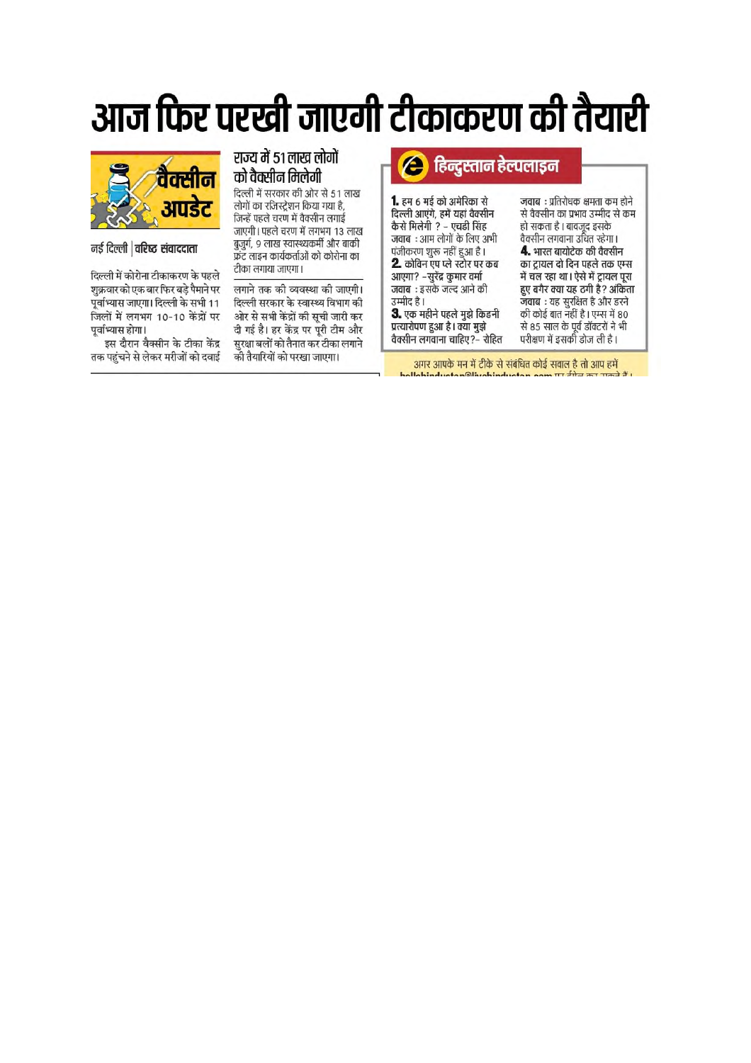# आज फिर परखी जाएगी टीकाकरण की तैयारी

**वैक्सीन अपडेट**

**नई दिल्ली | वरिष्ठ संवाददाता**

दिल्ली में कोरोना टीकाकरण के पहले शुक्रवार को एक बार फिर बड़े पैमाने पर पूर्वाभ्यास जाएगा। दिल्ली के सभी 11 जिलों में लगभग 10-10 केंद्रों पर पूर्वाभ्यास होगा।

इस दौरान वैक्सीन के टीका केंद्र तक पहुंचने से लेकर मरीजों को दवाई लगाने तक की व्यवस्था की जाएगी। दिल्ली सरकार के स्वास्थ्य विभाग की ओर से सभी केंद्रों की सूची जारी कर दी गई है। हर केंद्र पर पूरी टीम और सुरक्षा बलों को तैनात कर टीका लगाने की तैयारियों को परखा जाएगा।

## राज्य में 51 लाख लोगों को वैक्सीन मिलेगी

दिल्ली में सरकार की ओर से 51 लाख लोगों का रजिस्ट्रेशन किया गया है, जिन्हें पहले चरण में वैक्सीन लगाई जाएगी। पहले चरण में लगभग 13 लाख बुजुर्ग, 9 लाख स्वास्थ्यकर्मी और बाकी फ्रंट लाइन कार्यकर्ताओं को कोरोना का टीका लगाया जाएगा।

## हिन्दुस्तान हेल्पलाइन

**1. हम 6 मई को अमेरिका से दिल्ली आएंगे, हमें यहां वैक्सीन कैसे मिलेगी ? - एचडी सिंह**

**जवाब** : आम लोगों के लिए अभी पंजीकरण शुरू नहीं हुआ है।

**2. कोविन एप प्ले स्टोर पर कब आएगा? -सुरेंद्र कुमार वर्मा**

**जवाब** : इसके जल्द आने की उम्मीद है।

**3. एक महीने पहले मुझे किडनी प्रत्यारोपण हुआ है। क्या मुझे वैक्सीन लगवाना चाहिए?- रोहित**

**जवाब** : प्रतिरोधक क्षमता कम होने से वैक्सीन का प्रभाव उम्मीद से कम हो सकता है। बावजूद इसके वैक्सीन लगवाना उचित रहेगा।

**4. भारत बायोटेक की वैक्सीन का ट्रायल दो दिन पहले तक एम्स में चल रहा था। ऐसे में ट्रायल पूरा हुए बगैर क्या यह ठगी है? अंकिता**

**जवाब** : यह सुरक्षित है और डरने की कोई बात नहीं है। एम्स में 80 से 85 साल के पूर्व डॉक्टरों ने भी परीक्षण में इसकी डोज ली है।

अगर आपके मन में टीके से संबंधित कोई सवाल है तो आप हमें hellohindustan@livehindustan.com पर ईमेल कर सकते हैं।